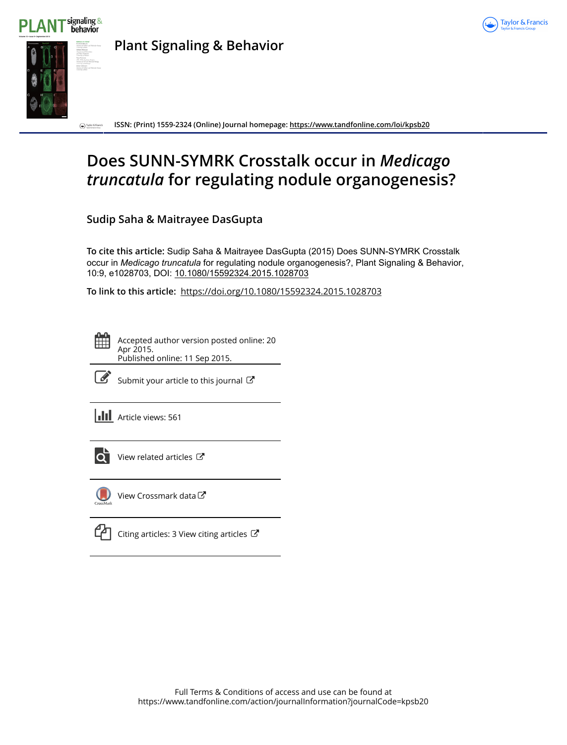# Plant Signaling & Behavior

ISSN: (Print) 1559-2324 (Online) Journal homepage: https://www.tandfonline.com/loi/kpsb20

# Does SUNN-SYMRK Crosstalk occur in *Medicago truncatula* for regulating nodule organogenesis?

**Sudip Saha & Maitrayee DasGupta**

**To cite this article:** Sudip Saha & Maitrayee DasGupta (2015) Does SUNN-SYMRK Crosstalk occur in *Medicago truncatula* for regulating nodule organogenesis?, Plant Signaling & Behavior, 10:9, e1028703, DOI: 10.1080/15592324.2015.1028703

**To link to this article:** https://doi.org/10.1080/15592324.2015.1028703

Accepted author version posted online: 20 Apr 2015.
Published online: 11 Sep 2015.

Submit your article to this journal

Article views: 561

View related articles

View Crossmark data

Citing articles: 3 View citing articles

Full Terms & Conditions of access and use can be found at
https://www.tandfonline.com/action/journalInformation?journalCode=kpsb20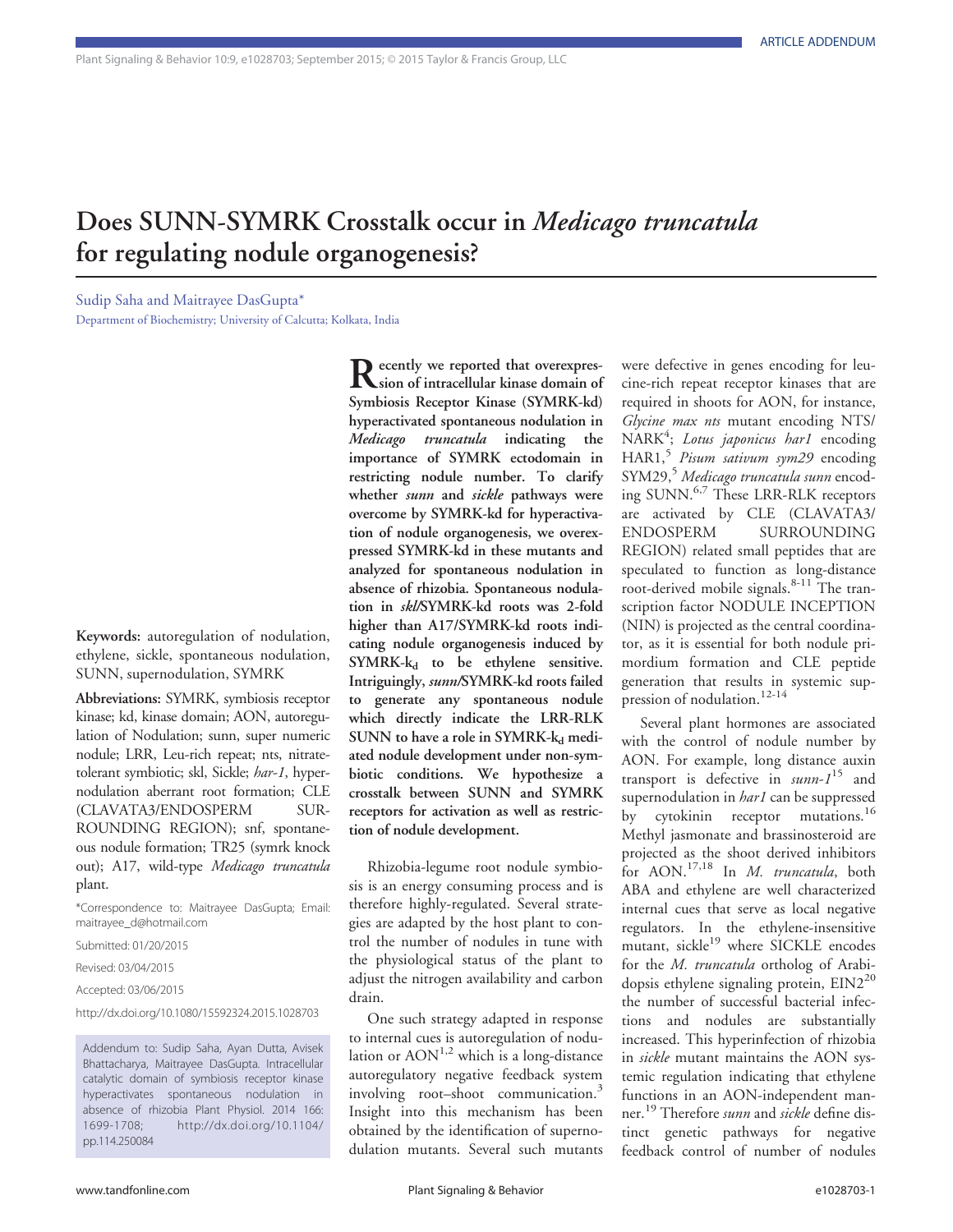# Does SUNN-SYMRK Crosstalk occur in *Medicago truncatula* for regulating nodule organogenesis?

Sudip Saha and Maitrayee DasGupta*

Department of Biochemistry; University of Calcutta; Kolkata, India

**Recently we reported that overexpression of intracellular kinase domain of Symbiosis Receptor Kinase (SYMRK-kd) hyperactivated spontaneous nodulation in *Medicago truncatula* indicating the importance of SYMRK ectodomain in restricting nodule number. To clarify whether *sunn* and *sickle* pathways were overcome by SYMRK-kd for hyperactivation of nodule organogenesis, we overexpressed SYMRK-kd in these mutants and analyzed for spontaneous nodulation in absence of rhizobia. Spontaneous nodulation in *skl*/SYMRK-kd roots was 2-fold higher than A17/SYMRK-kd roots indicating nodule organogenesis induced by SYMRK-k$_d$ to be ethylene sensitive. Intriguingly, *sunn*/SYMRK-kd roots failed to generate any spontaneous nodule which directly indicate the LRR-RLK SUNN to have a role in SYMRK-k$_d$ mediated nodule development under non-symbiotic conditions. We hypothesize a crosstalk between SUNN and SYMRK receptors for activation as well as restriction of nodule development.**

**Keywords:** autoregulation of nodulation, ethylene, sickle, spontaneous nodulation, SUNN, supernodulation, SYMRK

**Abbreviations:** SYMRK, symbiosis receptor kinase; kd, kinase domain; AON, autoregulation of Nodulation; sunn, super numeric nodule; LRR, Leu-rich repeat; nts, nitrate-tolerant symbiotic; skl, Sickle; *har-1*, hypernodulation aberrant root formation; CLE (CLAVATA3/ENDOSPERM SURROUNDING REGION); snf, spontaneous nodule formation; TR25 (symrk knock out); A17, wild-type *Medicago truncatula* plant.

*Correspondence to: Maitrayee DasGupta; Email: maitrayee_d@hotmail.com

Submitted: 01/20/2015

Revised: 03/04/2015

Accepted: 03/06/2015

http://dx.doi.org/10.1080/15592324.2015.1028703

Addendum to: Sudip Saha, Ayan Dutta, Avisek Bhattacharya, Maitrayee DasGupta. Intracellular catalytic domain of symbiosis receptor kinase hyperactivates spontaneous nodulation in absence of rhizobia Plant Physiol. 2014 166: 1699-1708; http://dx.doi.org/10.1104/pp.114.250084

Rhizobia-legume root nodule symbiosis is an energy consuming process and is therefore highly-regulated. Several strategies are adapted by the host plant to control the number of nodules in tune with the physiological status of the plant to adjust the nitrogen availability and carbon drain.

One such strategy adapted in response to internal cues is autoregulation of nodulation or AON[1,2] which is a long-distance autoregulatory negative feedback system involving root–shoot communication.[3] Insight into this mechanism has been obtained by the identification of supernodulation mutants. Several such mutants were defective in genes encoding for leucine-rich repeat receptor kinases that are required in shoots for AON, for instance, *Glycine max nts* mutant encoding NTS/NARK[4]; *Lotus japonicus har1* encoding HAR1,[5] *Pisum sativum sym29* encoding SYM29,[5] *Medicago truncatula sunn* encoding SUNN.[6,7] These LRR-RLK receptors are activated by CLE (CLAVATA3/ENDOSPERM SURROUNDING REGION) related small peptides that are speculated to function as long-distance root-derived mobile signals.[8-11] The transcription factor NODULE INCEPTION (NIN) is projected as the central coordinator, as it is essential for both nodule primordium formation and CLE peptide generation that results in systemic suppression of nodulation.[12-14]

Several plant hormones are associated with the control of nodule number by AON. For example, long distance auxin transport is defective in *sunn-1*[15] and supernodulation in *har1* can be suppressed by cytokinin receptor mutations.[16] Methyl jasmonate and brassinosteroid are projected as the shoot derived inhibitors for AON.[17,18] In *M. truncatula*, both ABA and ethylene are well characterized internal cues that serve as local negative regulators. In the ethylene-insensitive mutant, sickle[19] where SICKLE encodes for the *M. truncatula* ortholog of Arabidopsis ethylene signaling protein, EIN2[20] the number of successful bacterial infections and nodules are substantially increased. This hyperinfection of rhizobia in *sickle* mutant maintains the AON systemic regulation indicating that ethylene functions in an AON-independent manner.[19] Therefore *sunn* and *sickle* define distinct genetic pathways for negative feedback control of number of nodules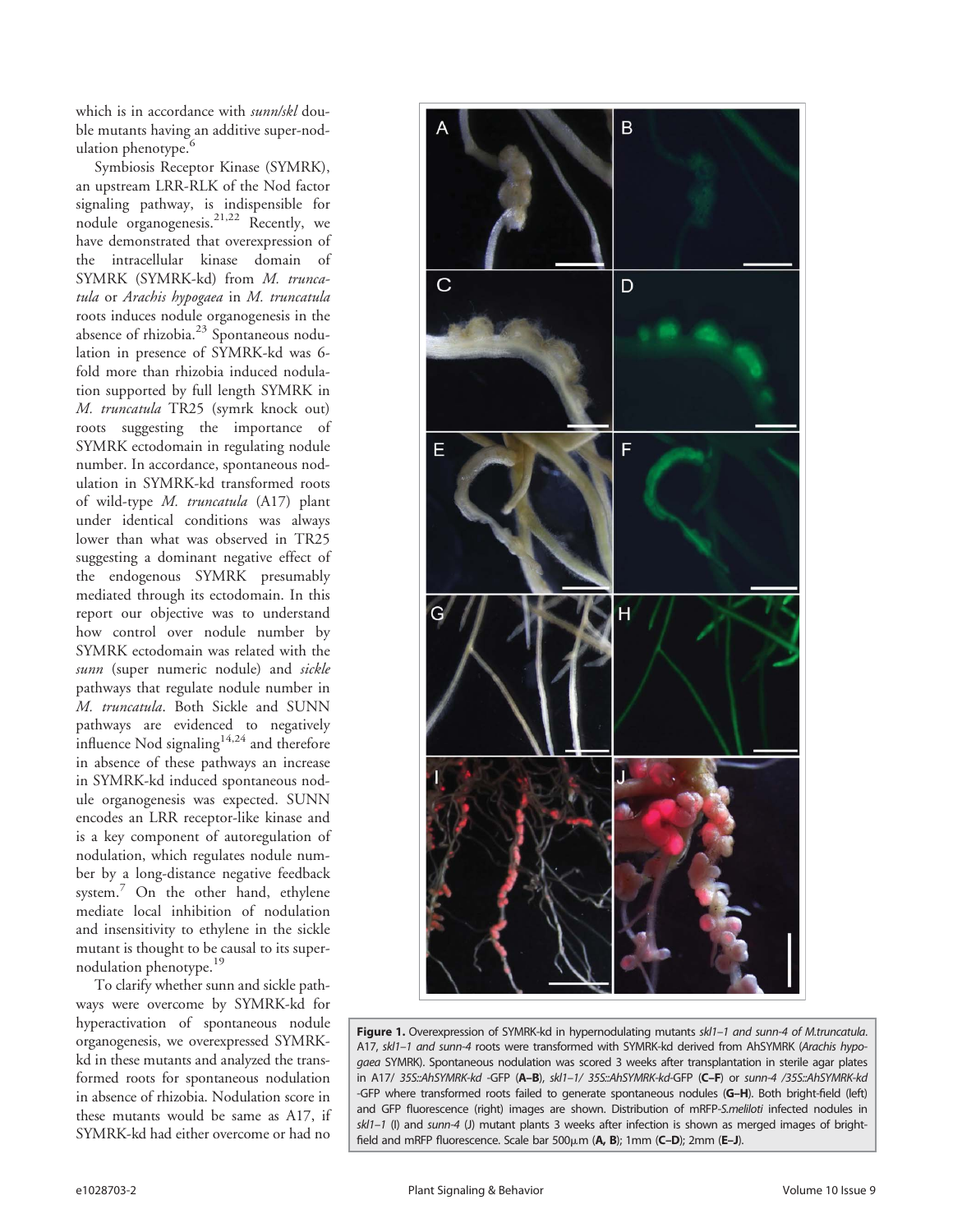which is in accordance with *sunn/skl* double mutants having an additive super-nodulation phenotype.[6]

Symbiosis Receptor Kinase (SYMRK), an upstream LRR-RLK of the Nod factor signaling pathway, is indispensible for nodule organogenesis.[21,22] Recently, we have demonstrated that overexpression of the intracellular kinase domain of SYMRK (SYMRK-kd) from *M. truncatula* or *Arachis hypogaea* in *M. truncatula* roots induces nodule organogenesis in the absence of rhizobia.[23] Spontaneous nodulation in presence of SYMRK-kd was 6-fold more than rhizobia induced nodulation supported by full length SYMRK in *M. truncatula* TR25 (symrk knock out) roots suggesting the importance of SYMRK ectodomain in regulating nodule number. In accordance, spontaneous nodulation in SYMRK-kd transformed roots of wild-type *M. truncatula* (A17) plant under identical conditions was always lower than what was observed in TR25 suggesting a dominant negative effect of the endogenous SYMRK presumably mediated through its ectodomain. In this report our objective was to understand how control over nodule number by SYMRK ectodomain was related with the *sunn* (super numeric nodule) and *sickle* pathways that regulate nodule number in *M. truncatula*. Both Sickle and SUNN pathways are evidenced to negatively influence Nod signaling[14,24] and therefore in absence of these pathways an increase in SYMRK-kd induced spontaneous nodule organogenesis was expected. SUNN encodes an LRR receptor-like kinase and is a key component of autoregulation of nodulation, which regulates nodule number by a long-distance negative feedback system.[7] On the other hand, ethylene mediate local inhibition of nodulation and insensitivity to ethylene in the sickle mutant is thought to be causal to its super-nodulation phenotype.[19]

To clarify whether sunn and sickle pathways were overcome by SYMRK-kd for hyperactivation of spontaneous nodule organogenesis, we overexpressed SYMRK-kd in these mutants and analyzed the transformed roots for spontaneous nodulation in absence of rhizobia. Nodulation score in these mutants would be same as A17, if SYMRK-kd had either overcome or had no

**Figure 1.** Overexpression of SYMRK-kd in hypernodulating mutants *skl1–1 and sunn-4 of M.truncatula*. A17, *skl1–1 and sunn-4* roots were transformed with SYMRK-kd derived from AhSYMRK (*Arachis hypogaea* SYMRK). Spontaneous nodulation was scored 3 weeks after transplantation in sterile agar plates in A17/ *35S::AhSYMRK-kd* -GFP (**A–B**), *skl1–1/ 35S::AhSYMRK-kd*-GFP (**C–F**) or *sunn-4 /35S::AhSYMRK-kd* -GFP where transformed roots failed to generate spontaneous nodules (**G–H**). Both bright-field (left) and GFP fluorescence (right) images are shown. Distribution of mRFP-*S.meliloti* infected nodules in *skl1–1* (I) and *sunn-4* (J) mutant plants 3 weeks after infection is shown as merged images of bright-field and mRFP fluorescence. Scale bar 500μm (**A, B**); 1mm (**C–D**); 2mm (**E–J**).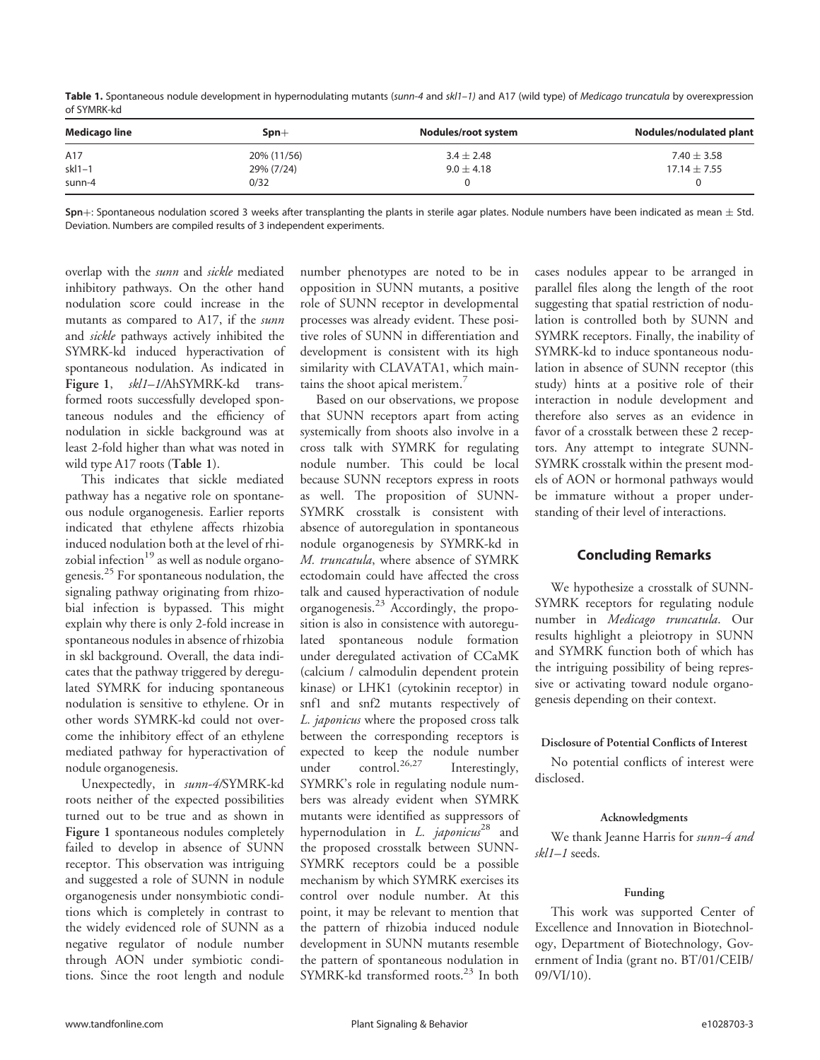**Table 1.** Spontaneous nodule development in hypernodulating mutants (*sunn-4* and *skl1–1)* and A17 (wild type) of *Medicago truncatula* by overexpression of SYMRK-kd

| Medicago line | Spn+ | Nodules/root system | Nodules/nodulated plant |
|---|---|---|---|
| A17 | 20% (11/56) | $3.4 \pm 2.48$ | $7.40 \pm 3.58$ |
| skl1–1 | 29% (7/24) | $9.0 \pm 4.18$ | $17.14 \pm 7.55$ |
| sunn-4 | 0/32 | 0 | 0 |

**Spn+**: Spontaneous nodulation scored 3 weeks after transplanting the plants in sterile agar plates. Nodule numbers have been indicated as mean ± Std. Deviation. Numbers are compiled results of 3 independent experiments.

overlap with the *sunn* and *sickle* mediated inhibitory pathways. On the other hand nodulation score could increase in the mutants as compared to A17, if the *sunn* and *sickle* pathways actively inhibited the SYMRK-kd induced hyperactivation of spontaneous nodulation. As indicated in **Figure 1**, *skl1–1*/AhSYMRK-kd transformed roots successfully developed spontaneous nodules and the efficiency of nodulation in sickle background was at least 2-fold higher than what was noted in wild type A17 roots (**Table 1**).

This indicates that sickle mediated pathway has a negative role on spontaneous nodule organogenesis. Earlier reports indicated that ethylene affects rhizobia induced nodulation both at the level of rhizobial infection[19] as well as nodule organogenesis.[25] For spontaneous nodulation, the signaling pathway originating from rhizobial infection is bypassed. This might explain why there is only 2-fold increase in spontaneous nodules in absence of rhizobia in skl background. Overall, the data indicates that the pathway triggered by deregulated SYMRK for inducing spontaneous nodulation is sensitive to ethylene. Or in other words SYMRK-kd could not overcome the inhibitory effect of an ethylene mediated pathway for hyperactivation of nodule organogenesis.

Unexpectedly, in *sunn-4*/SYMRK-kd roots neither of the expected possibilities turned out to be true and as shown in **Figure 1** spontaneous nodules completely failed to develop in absence of SUNN receptor. This observation was intriguing and suggested a role of SUNN in nodule organogenesis under nonsymbiotic conditions which is completely in contrast to the widely evidenced role of SUNN as a negative regulator of nodule number through AON under symbiotic conditions. Since the root length and nodule number phenotypes are noted to be in opposition in SUNN mutants, a positive role of SUNN receptor in developmental processes was already evident. These positive roles of SUNN in differentiation and development is consistent with its high similarity with CLAVATA1, which maintains the shoot apical meristem.[7]

Based on our observations, we propose that SUNN receptors apart from acting systemically from shoots also involve in a cross talk with SYMRK for regulating nodule number. This could be local because SUNN receptors express in roots as well. The proposition of SUNN-SYMRK crosstalk is consistent with absence of autoregulation in spontaneous nodule organogenesis by SYMRK-kd in *M. truncatula*, where absence of SYMRK ectodomain could have affected the cross talk and caused hyperactivation of nodule organogenesis.[23] Accordingly, the proposition is also in consistence with autoregulated spontaneous nodule formation under deregulated activation of CCaMK (calcium / calmodulin dependent protein kinase) or LHK1 (cytokinin receptor) in snf1 and snf2 mutants respectively of *L. japonicus* where the proposed cross talk between the corresponding receptors is expected to keep the nodule number under control.[26,27] Interestingly, SYMRK's role in regulating nodule numbers was already evident when SYMRK mutants were identified as suppressors of hypernodulation in *L. japonicus*[28] and the proposed crosstalk between SUNN-SYMRK receptors could be a possible mechanism by which SYMRK exercises its control over nodule number. At this point, it may be relevant to mention that the pattern of rhizobia induced nodule development in SUNN mutants resemble the pattern of spontaneous nodulation in SYMRK-kd transformed roots.[23] In both cases nodules appear to be arranged in parallel files along the length of the root suggesting that spatial restriction of nodulation is controlled both by SUNN and SYMRK receptors. Finally, the inability of SYMRK-kd to induce spontaneous nodulation in absence of SUNN receptor (this study) hints at a positive role of their interaction in nodule development and therefore also serves as an evidence in favor of a crosstalk between these 2 receptors. Any attempt to integrate SUNN-SYMRK crosstalk within the present models of AON or hormonal pathways would be immature without a proper understanding of their level of interactions.

## Concluding Remarks

We hypothesize a crosstalk of SUNN-SYMRK receptors for regulating nodule number in *Medicago truncatula*. Our results highlight a pleiotropy in SUNN and SYMRK function both of which has the intriguing possibility of being repressive or activating toward nodule organogenesis depending on their context.

#### Disclosure of Potential Conflicts of Interest

No potential conflicts of interest were disclosed.

#### Acknowledgments

We thank Jeanne Harris for *sunn-4 and skl1–1* seeds.

#### Funding

This work was supported Center of Excellence and Innovation in Biotechnology, Department of Biotechnology, Government of India (grant no. BT/01/CEIB/09/VI/10).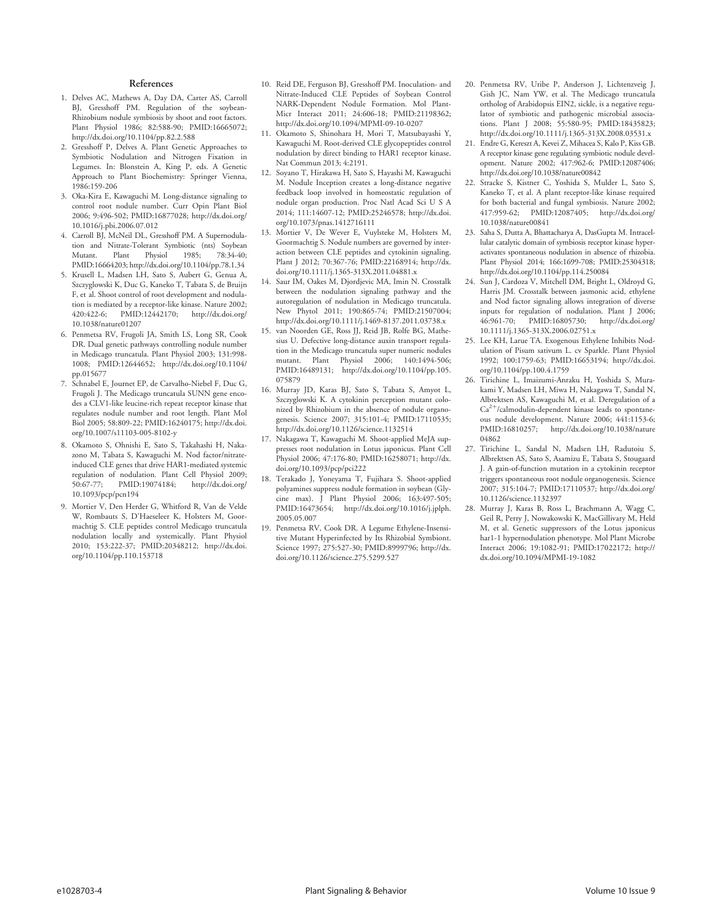## References

1. Delves AC, Mathews A, Day DA, Carter AS, Carroll BJ, Gresshoff PM. Regulation of the soybean-Rhizobium nodule symbiosis by shoot and root factors. Plant Physiol 1986; 82:588-90; PMID:16665072; http://dx.doi.org/10.1104/pp.82.2.588
2. Gresshoff P, Delves A. Plant Genetic Approaches to Symbiotic Nodulation and Nitrogen Fixation in Legumes. In: Blonstein A, King P, eds. A Genetic Approach to Plant Biochemistry: Springer Vienna, 1986:159-206
3. Oka-Kira E, Kawaguchi M. Long-distance signaling to control root nodule number. Curr Opin Plant Biol 2006; 9:496-502; PMID:16877028; http://dx.doi.org/10.1016/j.pbi.2006.07.012
4. Carroll BJ, McNeil DL, Gresshoff PM. A Supernodulation and Nitrate-Tolerant Symbiotic (nts) Soybean Mutant. Plant Physiol 1985; 78:34-40; PMID:16664203; http://dx.doi.org/10.1104/pp.78.1.34
5. Krusell L, Madsen LH, Sato S, Aubert G, Genua A, Szczyglowski K, Duc G, Kaneko T, Tabata S, de Bruijn F, et al. Shoot control of root development and nodulation is mediated by a receptor-like kinase. Nature 2002; 420:422-6; PMID:12442170; http://dx.doi.org/10.1038/nature01207
6. Penmetsa RV, Frugoli JA, Smith LS, Long SR, Cook DR. Dual genetic pathways controlling nodule number in Medicago truncatula. Plant Physiol 2003; 131:998-1008; PMID:12644652; http://dx.doi.org/10.1104/pp.015677
7. Schnabel E, Journet EP, de Carvalho-Niebel F, Duc G, Frugoli J. The Medicago truncatula SUNN gene encodes a CLV1-like leucine-rich repeat receptor kinase that regulates nodule number and root length. Plant Mol Biol 2005; 58:809-22; PMID:16240175; http://dx.doi.org/10.1007/s11103-005-8102-y
8. Okamoto S, Ohnishi E, Sato S, Takahashi H, Nakazono M, Tabata S, Kawaguchi M. Nod factor/nitrate-induced CLE genes that drive HAR1-mediated systemic regulation of nodulation. Plant Cell Physiol 2009; 50:67-77; PMID:19074184; http://dx.doi.org/10.1093/pcp/pcn194
9. Mortier V, Den Herder G, Whitford R, Van de Velde W, Rombauts S, D'Haeseleer K, Holsters M, Goormachtig S. CLE peptides control Medicago truncatula nodulation locally and systemically. Plant Physiol 2010; 153:222-37; PMID:20348212; http://dx.doi.org/10.1104/pp.110.153718
10. Reid DE, Ferguson BJ, Gresshoff PM. Inoculation- and Nitrate-Induced CLE Peptides of Soybean Control NARK-Dependent Nodule Formation. Mol Plant-Micr Interact 2011; 24:606-18; PMID:21198362; http://dx.doi.org/10.1094/MPMI-09-10-0207
11. Okamoto S, Shinohara H, Mori T, Matsubayashi Y, Kawaguchi M. Root-derived CLE glycopeptides control nodulation by direct binding to HAR1 receptor kinase. Nat Commun 2013; 4:2191.
12. Soyano T, Hirakawa H, Sato S, Hayashi M, Kawaguchi M. Nodule Inception creates a long-distance negative feedback loop involved in homeostatic regulation of nodule organ production. Proc Natl Acad Sci U S A 2014; 111:14607-12; PMID:25246578; http://dx.doi.org/10.1073/pnas.1412716111
13. Mortier V, De Wever E, Vuylsteke M, Holsters M, Goormachtig S. Nodule numbers are governed by interaction between CLE peptides and cytokinin signaling. Plant J 2012; 70:367-76; PMID:22168914; http://dx.doi.org/10.1111/j.1365-313X.2011.04881.x
14. Saur IM, Oakes M, Djordjevic MA, Imin N. Crosstalk between the nodulation signaling pathway and the autoregulation of nodulation in Medicago truncatula. New Phytol 2011; 190:865-74; PMID:21507004; http://dx.doi.org/10.1111/j.1469-8137.2011.03738.x
15. van Noorden GE, Ross JJ, Reid JB, Rolfe BG, Mathesius U. Defective long-distance auxin transport regulation in the Medicago truncatula super numeric nodules mutant. Plant Physiol 2006; 140:1494-506; PMID:16489131; http://dx.doi.org/10.1104/pp.105.075879
16. Murray JD, Karas BJ, Sato S, Tabata S, Amyot L, Szczyglowski K. A cytokinin perception mutant colonized by Rhizobium in the absence of nodule organogenesis. Science 2007; 315:101-4; PMID:17110535; http://dx.doi.org/10.1126/science.1132514
17. Nakagawa T, Kawaguchi M. Shoot-applied MeJA suppresses root nodulation in Lotus japonicus. Plant Cell Physiol 2006; 47:176-80; PMID:16258071; http://dx.doi.org/10.1093/pcp/pci222
18. Terakado J, Yoneyama T, Fujihara S. Shoot-applied polyamines suppress nodule formation in soybean (Glycine max). J Plant Physiol 2006; 163:497-505; PMID:16473654; http://dx.doi.org/10.1016/j.jplph.2005.05.007
19. Penmetsa RV, Cook DR. A Legume Ethylene-Insensitive Mutant Hyperinfected by Its Rhizobial Symbiont. Science 1997; 275:527-30; PMID:8999796; http://dx.doi.org/10.1126/science.275.5299.527
20. Penmetsa RV, Uribe P, Anderson J, Lichtenzveig J, Gish JC, Nam YW, et al. The Medicago truncatula ortholog of Arabidopsis EIN2, sickle, is a negative regulator of symbiotic and pathogenic microbial associations. Plant J 2008; 55:580-95; PMID:18435823; http://dx.doi.org/10.1111/j.1365-313X.2008.03531.x
21. Endre G, Kereszt A, Kevei Z, Mihacea S, Kalo P, Kiss GB. A receptor kinase gene regulating symbiotic nodule development. Nature 2002; 417:962-6; PMID:12087406; http://dx.doi.org/10.1038/nature00842
22. Stracke S, Kistner C, Yoshida S, Mulder L, Sato S, Kaneko T, et al. A plant receptor-like kinase required for both bacterial and fungal symbiosis. Nature 2002; 417:959-62; PMID:12087405; http://dx.doi.org/10.1038/nature00841
23. Saha S, Dutta A, Bhattacharya A, DasGupta M. Intracellular catalytic domain of symbiosis receptor kinase hyperactivates spontaneous nodulation in absence of rhizobia. Plant Physiol 2014; 166:1699-708; PMID:25304318; http://dx.doi.org/10.1104/pp.114.250084
24. Sun J, Cardoza V, Mitchell DM, Bright L, Oldroyd G, Harris JM. Crosstalk between jasmonic acid, ethylene and Nod factor signaling allows integration of diverse inputs for regulation of nodulation. Plant J 2006; 46:961-70; PMID:16805730; http://dx.doi.org/10.1111/j.1365-313X.2006.02751.x
25. Lee KH, Larue TA. Exogenous Ethylene Inhibits Nodulation of Pisum sativum L. cv Sparkle. Plant Physiol 1992; 100:1759-63; PMID:16653194; http://dx.doi.org/10.1104/pp.100.4.1759
26. Tirichine L, Imaizumi-Anraku H, Yoshida S, Murakami Y, Madsen LH, Miwa H, Nakagawa T, Sandal N, Albrektsen AS, Kawaguchi M, et al. Deregulation of a $Ca^{2+}$/calmodulin-dependent kinase leads to spontaneous nodule development. Nature 2006; 441:1153-6; PMID:16810257; http://dx.doi.org/10.1038/nature04862
27. Tirichine L, Sandal N, Madsen LH, Radutoiu S, Albrektsen AS, Sato S, Asamizu E, Tabata S, Stougaard J. A gain-of-function mutation in a cytokinin receptor triggers spontaneous root nodule organogenesis. Science 2007; 315:104-7; PMID:17110537; http://dx.doi.org/10.1126/science.1132397
28. Murray J, Karas B, Ross L, Brachmann A, Wagg C, Geil R, Perry J, Nowakowski K, MacGillivary M, Held M, et al. Genetic suppressors of the Lotus japonicus har1-1 hypernodulation phenotype. Mol Plant Microbe Interact 2006; 19:1082-91; PMID:17022172; http://dx.doi.org/10.1094/MPMI-19-1082